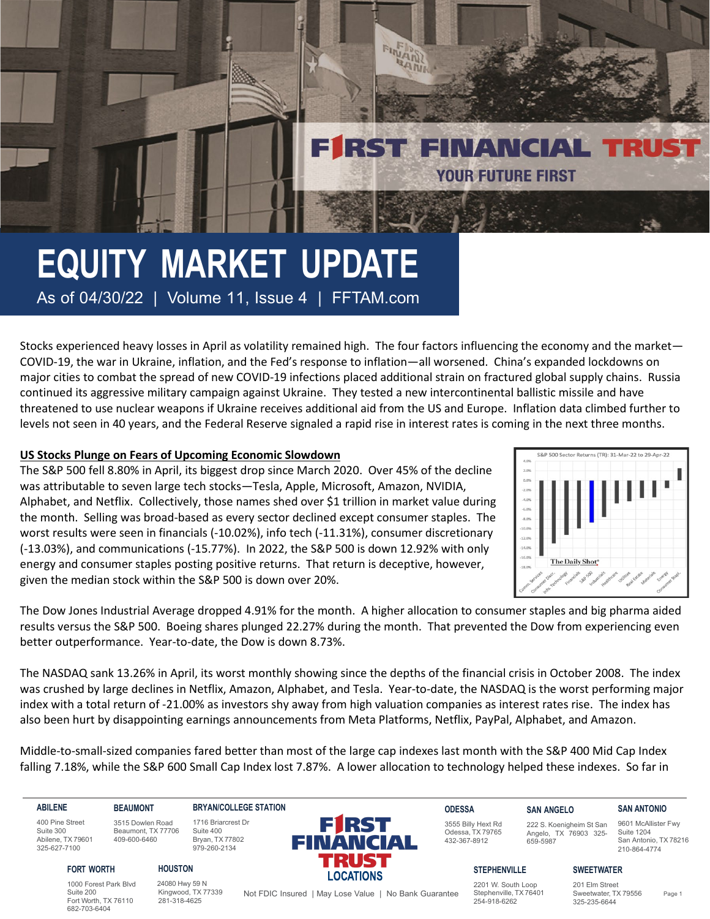# EQUITY MARKET UPDATE

As of 04/30/22 | Volume 11, Issue 4 | FFTAM.com

Stocks experienced heavy losses in April as volatility remained high. The four factors influencing the economy and the market—COVID-19, the war in Ukraine, inflation, and the Fed's response to inflation—all worsened. China's expanded lockdowns on major cities to combat the spread of new COVID-19 infections placed additional strain on fractured global supply chains. Russia continued its aggressive military campaign against Ukraine. They tested a new intercontinental ballistic missile and have threatened to use nuclear weapons if Ukraine receives additional aid from the US and Europe. Inflation data climbed further to levels not seen in 40 years, and the Federal Reserve signaled a rapid rise in interest rates is coming in the next three months.

## US Stocks Plunge on Fears of Upcoming Economic Slowdown

The S&P 500 fell 8.80% in April, its biggest drop since March 2020. Over 45% of the decline was attributable to seven large tech stocks—Tesla, Apple, Microsoft, Amazon, NVIDIA, Alphabet, and Netflix. Collectively, those names shed over $1 trillion in market value during the month. Selling was broad-based as every sector declined except consumer staples. The worst results were seen in financials (-10.02%), info tech (-11.31%), consumer discretionary (-13.03%), and communications (-15.77%). In 2022, the S&P 500 is down 12.92% with only energy and consumer staples posting positive returns. That return is deceptive, however, given the median stock within the S&P 500 is down over 20%.

The Dow Jones Industrial Average dropped 4.91% for the month. A higher allocation to consumer staples and big pharma aided results versus the S&P 500. Boeing shares plunged 22.27% during the month. That prevented the Dow from experiencing even better outperformance. Year-to-date, the Dow is down 8.73%.

The NASDAQ sank 13.26% in April, its worst monthly showing since the depths of the financial crisis in October 2008. The index was crushed by large declines in Netflix, Amazon, Alphabet, and Tesla. Year-to-date, the NASDAQ is the worst performing major index with a total return of -21.00% as investors shy away from high valuation companies as interest rates rise. The index has also been hurt by disappointing earnings announcements from Meta Platforms, Netflix, PayPal, Alphabet, and Amazon.

Middle-to-small-sized companies fared better than most of the large cap indexes last month with the S&P 400 Mid Cap Index falling 7.18%, while the S&P 600 Small Cap Index lost 7.87%. A lower allocation to technology helped these indexes. So far in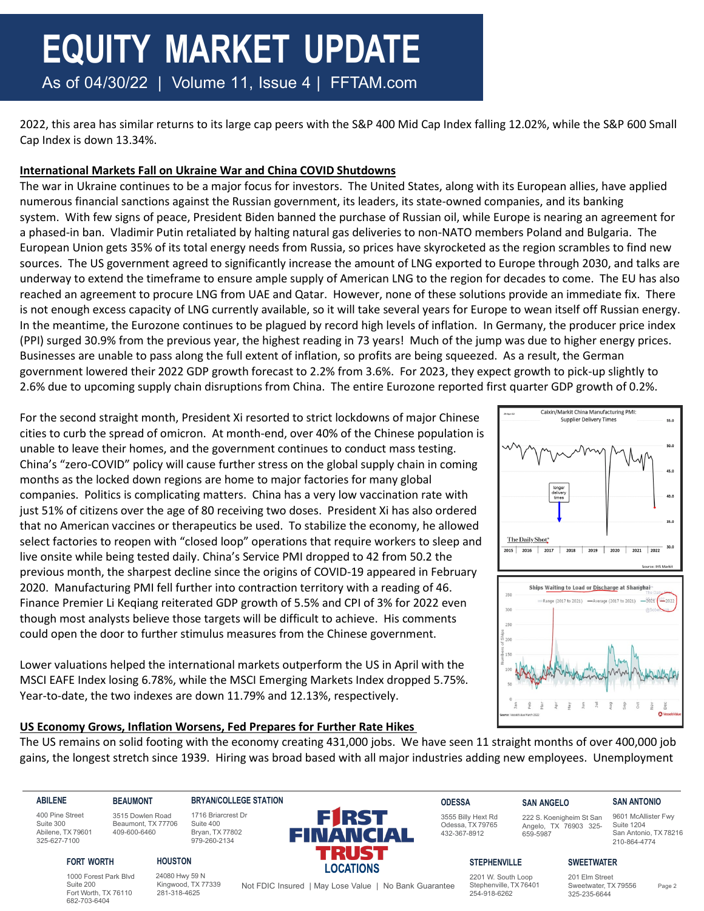2022, this area has similar returns to its large cap peers with the S&P 400 Mid Cap Index falling 12.02%, while the S&P 600 Small Cap Index is down 13.34%.

## International Markets Fall on Ukraine War and China COVID Shutdowns

The war in Ukraine continues to be a major focus for investors. The United States, along with its European allies, have applied numerous financial sanctions against the Russian government, its leaders, its state-owned companies, and its banking system. With few signs of peace, President Biden banned the purchase of Russian oil, while Europe is nearing an agreement for a phased-in ban. Vladimir Putin retaliated by halting natural gas deliveries to non-NATO members Poland and Bulgaria. The European Union gets 35% of its total energy needs from Russia, so prices have skyrocketed as the region scrambles to find new sources. The US government agreed to significantly increase the amount of LNG exported to Europe through 2030, and talks are underway to extend the timeframe to ensure ample supply of American LNG to the region for decades to come. The EU has also reached an agreement to procure LNG from UAE and Qatar. However, none of these solutions provide an immediate fix. There is not enough excess capacity of LNG currently available, so it will take several years for Europe to wean itself off Russian energy. In the meantime, the Eurozone continues to be plagued by record high levels of inflation. In Germany, the producer price index (PPI) surged 30.9% from the previous year, the highest reading in 73 years! Much of the jump was due to higher energy prices. Businesses are unable to pass along the full extent of inflation, so profits are being squeezed. As a result, the German government lowered their 2022 GDP growth forecast to 2.2% from 3.6%. For 2023, they expect growth to pick-up slightly to 2.6% due to upcoming supply chain disruptions from China. The entire Eurozone reported first quarter GDP growth of 0.2%.

For the second straight month, President Xi resorted to strict lockdowns of major Chinese cities to curb the spread of omicron. At month-end, over 40% of the Chinese population is unable to leave their homes, and the government continues to conduct mass testing. China's "zero-COVID" policy will cause further stress on the global supply chain in coming months as the locked down regions are home to major factories for many global companies. Politics is complicating matters. China has a very low vaccination rate with just 51% of citizens over the age of 80 receiving two doses. President Xi has also ordered that no American vaccines or therapeutics be used. To stabilize the economy, he allowed select factories to reopen with "closed loop" operations that require workers to sleep and live onsite while being tested daily. China's Service PMI dropped to 42 from 50.2 the previous month, the sharpest decline since the origins of COVID-19 appeared in February 2020. Manufacturing PMI fell further into contraction territory with a reading of 46. Finance Premier Li Keqiang reiterated GDP growth of 5.5% and CPI of 3% for 2022 even though most analysts believe those targets will be difficult to achieve. His comments could open the door to further stimulus measures from the Chinese government.

Lower valuations helped the international markets outperform the US in April with the MSCI EAFE Index losing 6.78%, while the MSCI Emerging Markets Index dropped 5.75%. Year-to-date, the two indexes are down 11.79% and 12.13%, respectively.

## US Economy Grows, Inflation Worsens, Fed Prepares for Further Rate Hikes

The US remains on solid footing with the economy creating 431,000 jobs. We have seen 11 straight months of over 400,000 job gains, the longest stretch since 1939. Hiring was broad based with all major industries adding new employees. Unemployment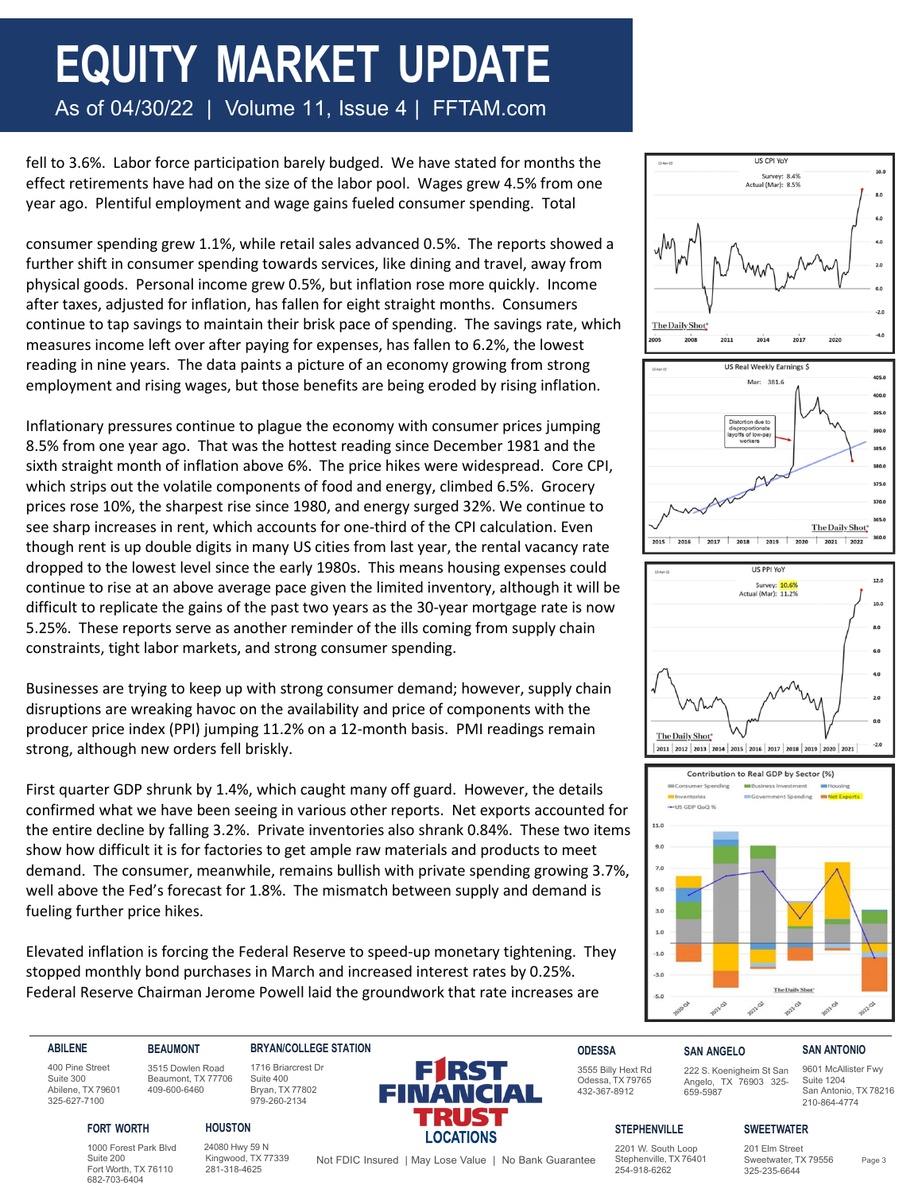fell to 3.6%. Labor force participation barely budged. We have stated for months the effect retirements have had on the size of the labor pool. Wages grew 4.5% from one year ago. Plentiful employment and wage gains fueled consumer spending. Total

consumer spending grew 1.1%, while retail sales advanced 0.5%. The reports showed a further shift in consumer spending towards services, like dining and travel, away from physical goods. Personal income grew 0.5%, but inflation rose more quickly. Income after taxes, adjusted for inflation, has fallen for eight straight months. Consumers continue to tap savings to maintain their brisk pace of spending. The savings rate, which measures income left over after paying for expenses, has fallen to 6.2%, the lowest reading in nine years. The data paints a picture of an economy growing from strong employment and rising wages, but those benefits are being eroded by rising inflation.

Inflationary pressures continue to plague the economy with consumer prices jumping 8.5% from one year ago. That was the hottest reading since December 1981 and the sixth straight month of inflation above 6%. The price hikes were widespread. Core CPI, which strips out the volatile components of food and energy, climbed 6.5%. Grocery prices rose 10%, the sharpest rise since 1980, and energy surged 32%. We continue to see sharp increases in rent, which accounts for one-third of the CPI calculation. Even though rent is up double digits in many US cities from last year, the rental vacancy rate dropped to the lowest level since the early 1980s. This means housing expenses could continue to rise at an above average pace given the limited inventory, although it will be difficult to replicate the gains of the past two years as the 30-year mortgage rate is now 5.25%. These reports serve as another reminder of the ills coming from supply chain constraints, tight labor markets, and strong consumer spending.

Businesses are trying to keep up with strong consumer demand; however, supply chain disruptions are wreaking havoc on the availability and price of components with the producer price index (PPI) jumping 11.2% on a 12-month basis. PMI readings remain strong, although new orders fell briskly.

First quarter GDP shrunk by 1.4%, which caught many off guard. However, the details confirmed what we have been seeing in various other reports. Net exports accounted for the entire decline by falling 3.2%. Private inventories also shrank 0.84%. These two items show how difficult it is for factories to get ample raw materials and products to meet demand. The consumer, meanwhile, remains bullish with private spending growing 3.7%, well above the Fed's forecast for 1.8%. The mismatch between supply and demand is fueling further price hikes.

Elevated inflation is forcing the Federal Reserve to speed-up monetary tightening. They stopped monthly bond purchases in March and increased interest rates by 0.25%. Federal Reserve Chairman Jerome Powell laid the groundwork that rate increases are

US CPI YoY — Survey: 8.4% Actual (Mar): 8.5%

US Real Weekly Earnings $ — Mar: 381.6 — Distortion due to disproportionate layoffs of low-pay workers

US PPI YoY — Survey: 10.6% Actual (Mar): 11.2%

Contribution to Real GDP by Sector (%) — Consumer Spending, Business Investment, Housing, Inventories, Government Spending, Net Exports, US GDP QoQ %

Not FDIC Insured | May Lose Value | No Bank Guarantee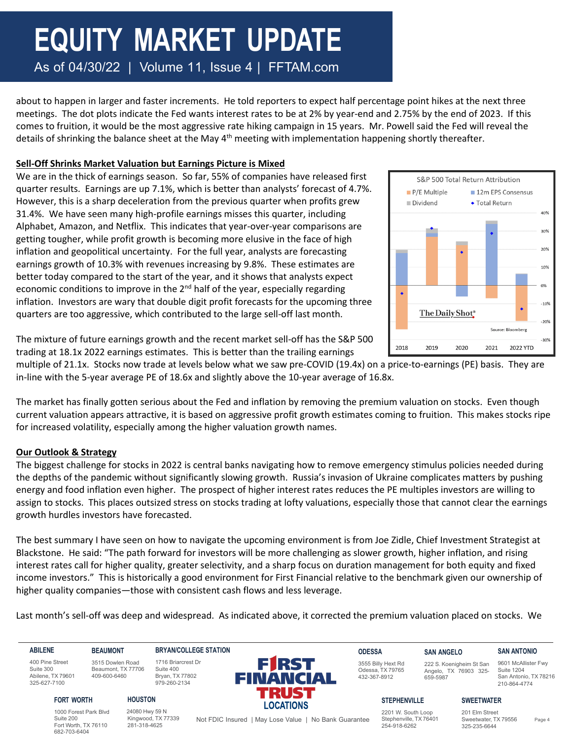about to happen in larger and faster increments. He told reporters to expect half percentage point hikes at the next three meetings. The dot plots indicate the Fed wants interest rates to be at 2% by year-end and 2.75% by the end of 2023. If this comes to fruition, it would be the most aggressive rate hiking campaign in 15 years. Mr. Powell said the Fed will reveal the details of shrinking the balance sheet at the May 4th meeting with implementation happening shortly thereafter.

**Sell-Off Shrinks Market Valuation but Earnings Picture is Mixed**

We are in the thick of earnings season. So far, 55% of companies have released first quarter results. Earnings are up 7.1%, which is better than analysts' forecast of 4.7%. However, this is a sharp deceleration from the previous quarter when profits grew 31.4%. We have seen many high-profile earnings misses this quarter, including Alphabet, Amazon, and Netflix. This indicates that year-over-year comparisons are getting tougher, while profit growth is becoming more elusive in the face of high inflation and geopolitical uncertainty. For the full year, analysts are forecasting earnings growth of 10.3% with revenues increasing by 9.8%. These estimates are better today compared to the start of the year, and it shows that analysts expect economic conditions to improve in the 2nd half of the year, especially regarding inflation. Investors are wary that double digit profit forecasts for the upcoming three quarters are too aggressive, which contributed to the large sell-off last month.

S&P 500 Total Return Attribution

The mixture of future earnings growth and the recent market sell-off has the S&P 500 trading at 18.1x 2022 earnings estimates. This is better than the trailing earnings multiple of 21.1x. Stocks now trade at levels below what we saw pre-COVID (19.4x) on a price-to-earnings (PE) basis. They are in-line with the 5-year average PE of 18.6x and slightly above the 10-year average of 16.8x.

The market has finally gotten serious about the Fed and inflation by removing the premium valuation on stocks. Even though current valuation appears attractive, it is based on aggressive profit growth estimates coming to fruition. This makes stocks ripe for increased volatility, especially among the higher valuation growth names.

**Our Outlook & Strategy**

The biggest challenge for stocks in 2022 is central banks navigating how to remove emergency stimulus policies needed during the depths of the pandemic without significantly slowing growth. Russia's invasion of Ukraine complicates matters by pushing energy and food inflation even higher. The prospect of higher interest rates reduces the PE multiples investors are willing to assign to stocks. This places outsized stress on stocks trading at lofty valuations, especially those that cannot clear the earnings growth hurdles investors have forecasted.

The best summary I have seen on how to navigate the upcoming environment is from Joe Zidle, Chief Investment Strategist at Blackstone. He said: "The path forward for investors will be more challenging as slower growth, higher inflation, and rising interest rates call for higher quality, greater selectivity, and a sharp focus on duration management for both equity and fixed income investors." This is historically a good environment for First Financial relative to the benchmark given our ownership of higher quality companies—those with consistent cash flows and less leverage.

Last month's sell-off was deep and widespread. As indicated above, it corrected the premium valuation placed on stocks. We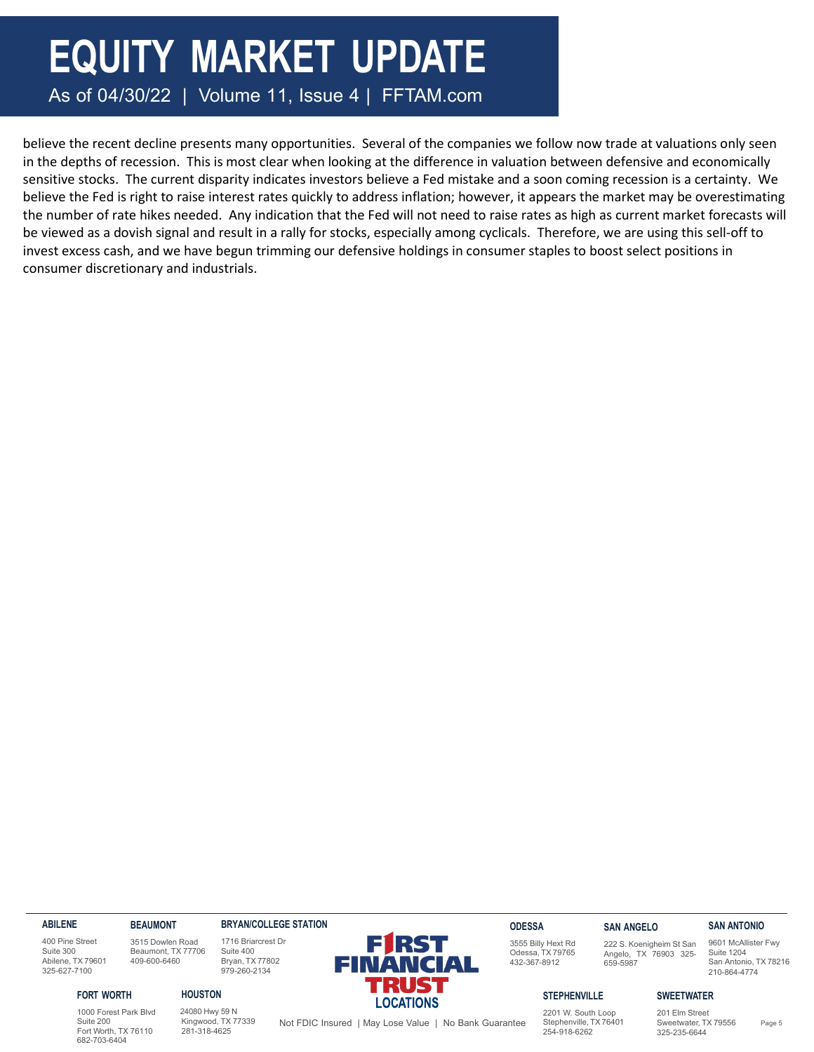believe the recent decline presents many opportunities. Several of the companies we follow now trade at valuations only seen in the depths of recession. This is most clear when looking at the difference in valuation between defensive and economically sensitive stocks. The current disparity indicates investors believe a Fed mistake and a soon coming recession is a certainty. We believe the Fed is right to raise interest rates quickly to address inflation; however, it appears the market may be overestimating the number of rate hikes needed. Any indication that the Fed will not need to raise rates as high as current market forecasts will be viewed as a dovish signal and result in a rally for stocks, especially among cyclicals. Therefore, we are using this sell-off to invest excess cash, and we have begun trimming our defensive holdings in consumer staples to boost select positions in consumer discretionary and industrials.

**FIRST FINANCIAL TRUST LOCATIONS**

**ABILENE**
400 Pine Street
Suite 300
Abilene, TX 79601
325-627-7100

**BEAUMONT**
3515 Dowlen Road
Beaumont, TX 77706
409-600-6460

**BRYAN/COLLEGE STATION**
1716 Briarcrest Dr
Suite 400
Bryan, TX 77802
979-260-2134

**FORT WORTH**
1000 Forest Park Blvd
Suite 200
Fort Worth, TX 76110
682-703-6404

**HOUSTON**
24080 Hwy 59 N
Kingwood, TX 77339
281-318-4625

**ODESSA**
3555 Billy Hext Rd
Odessa, TX 79765
432-367-8912

**SAN ANGELO**
222 S. Koenigheim St San Angelo, TX 76903 325-659-5987

**SAN ANTONIO**
9601 McAllister Fwy
Suite 1204
San Antonio, TX 78216
210-864-4774

**STEPHENVILLE**
2201 W. South Loop
Stephenville, TX 76401
254-918-6262

**SWEETWATER**
201 Elm Street
Sweetwater, TX 79556
325-235-6644

Not FDIC Insured | May Lose Value | No Bank Guarantee